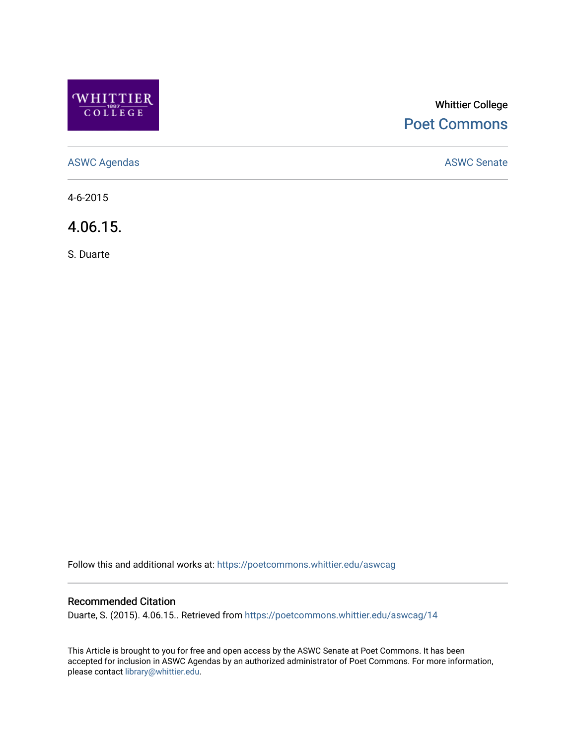Whittier College

Poet Commons

ASWC Agendas

ASWC Senate

4-6-2015

# 4.06.15.

S. Duarte

Follow this and additional works at: https://poetcommons.whittier.edu/aswcag

## Recommended Citation

Duarte, S. (2015). 4.06.15.. Retrieved from https://poetcommons.whittier.edu/aswcag/14

This Article is brought to you for free and open access by the ASWC Senate at Poet Commons. It has been accepted for inclusion in ASWC Agendas by an authorized administrator of Poet Commons. For more information, please contact library@whittier.edu.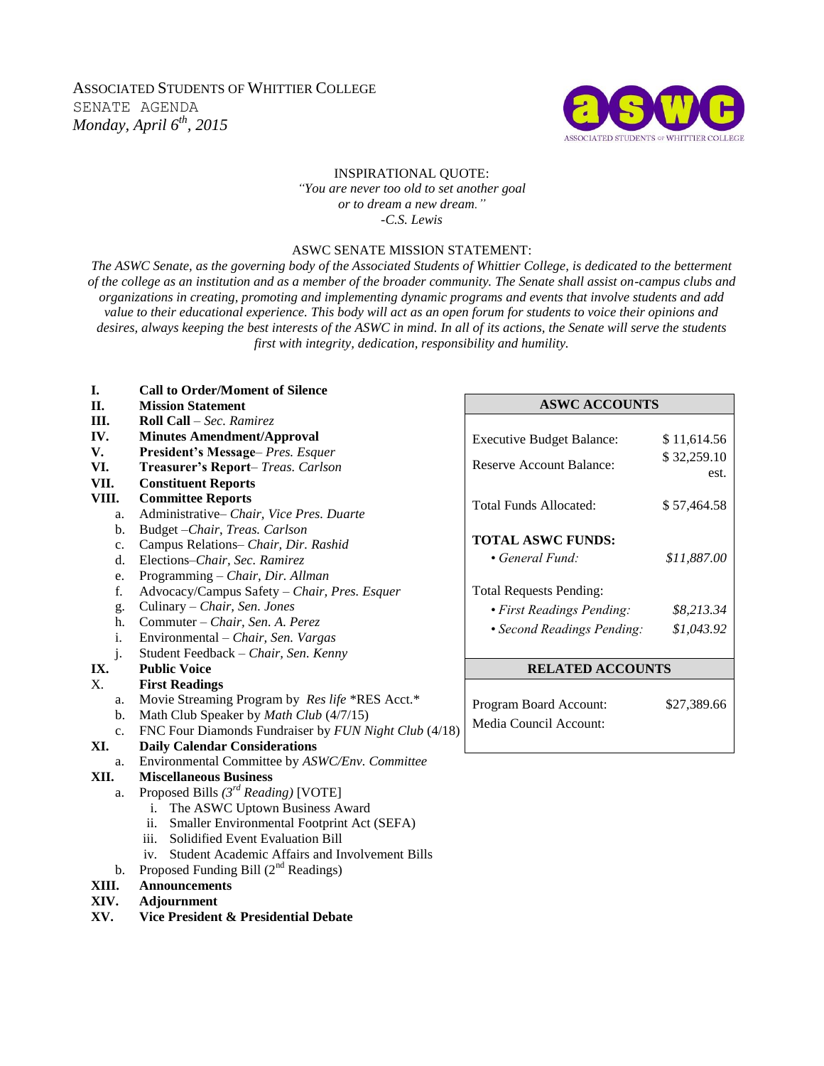ASSOCIATED STUDENTS OF WHITTIER COLLEGE
SENATE AGENDA
*Monday, April 6th, 2015*

INSPIRATIONAL QUOTE:
*"You are never too old to set another goal or to dream a new dream."*
*-C.S. Lewis*

ASWC SENATE MISSION STATEMENT:
*The ASWC Senate, as the governing body of the Associated Students of Whittier College, is dedicated to the betterment of the college as an institution and as a member of the broader community. The Senate shall assist on-campus clubs and organizations in creating, promoting and implementing dynamic programs and events that involve students and add value to their educational experience. This body will act as an open forum for students to voice their opinions and desires, always keeping the best interests of the ASWC in mind. In all of its actions, the Senate will serve the students first with integrity, dedication, responsibility and humility.*

- **I. Call to Order/Moment of Silence**
- **II. Mission Statement**
- **III. Roll Call** – *Sec. Ramirez*
- **IV. Minutes Amendment/Approval**
- **V. President's Message**– *Pres. Esquer*
- **VI. Treasurer's Report**– *Treas. Carlson*
- **VII. Constituent Reports**
- **VIII. Committee Reports**
  - a. Administrative– *Chair, Vice Pres. Duarte*
  - b. Budget –*Chair, Treas. Carlson*
  - c. Campus Relations– *Chair, Dir. Rashid*
  - d. Elections–*Chair, Sec. Ramirez*
  - e. Programming – *Chair, Dir. Allman*
  - f. Advocacy/Campus Safety – *Chair, Pres. Esquer*
  - g. Culinary – *Chair, Sen. Jones*
  - h. Commuter – *Chair, Sen. A. Perez*
  - i. Environmental – *Chair, Sen. Vargas*
  - j. Student Feedback – *Chair, Sen. Kenny*
- **IX. Public Voice**
- **X. First Readings**
  - a. Movie Streaming Program by *Res life* *RES Acct.*
  - b. Math Club Speaker by *Math Club* (4/7/15)
  - c. FNC Four Diamonds Fundraiser by *FUN Night Club* (4/18)
- **XI. Daily Calendar Considerations**
  - a. Environmental Committee by *ASWC/Env. Committee*
- **XII. Miscellaneous Business**
  - a. Proposed Bills *(3rd Reading)* [VOTE]
    - i. The ASWC Uptown Business Award
    - ii. Smaller Environmental Footprint Act (SEFA)
    - iii. Solidified Event Evaluation Bill
    - iv. Student Academic Affairs and Involvement Bills
  - b. Proposed Funding Bill (2nd Readings)
- **XIII. Announcements**
- **XIV. Adjournment**
- **XV. Vice President & Presidential Debate**

| **ASWC ACCOUNTS** | |
|---|---|
| Executive Budget Balance: | $ 11,614.56 |
| Reserve Account Balance: | $ 32,259.10 est. |
| Total Funds Allocated: | $ 57,464.58 |
| **TOTAL ASWC FUNDS:** | |
| • *General Fund:* | *$11,887.00* |
| Total Requests Pending: | |
| • *First Readings Pending:* | *$8,213.34* |
| • *Second Readings Pending:* | *$1,043.92* |
| **RELATED ACCOUNTS** | |
| Program Board Account: | $27,389.66 |
| Media Council Account: | |